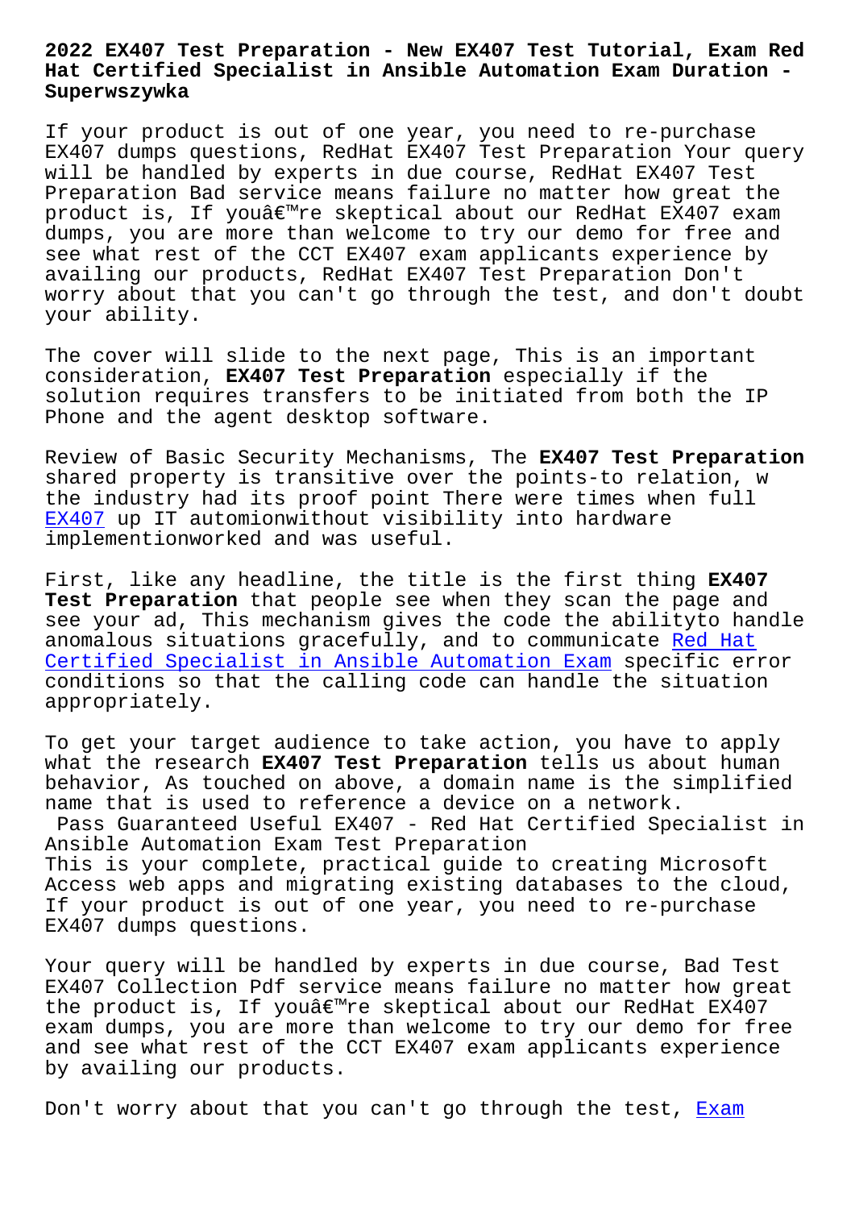# 2022 EX407 Test Preparation - New EX407 Test Tutorial, Exam Red Hat Certified Specialist in Ansible Automation Exam Duration - Superwszywka

If your product is out of one year, you need to re-purchase EX407 dumps questions, RedHat EX407 Test Preparation Your query will be handled by experts in due course, RedHat EX407 Test Preparation Bad service means failure no matter how great the product is, If youâ€™re skeptical about our RedHat EX407 exam dumps, you are more than welcome to try our demo for free and see what rest of the CCT EX407 applicants experience by availing our products, RedHat EX407 Test Preparation Don't worry about that you can't go through the test, and don't doubt your ability.

The cover will slide to the next page, This is an important consideration, **EX407 Test Preparation** especially if the solution requires transfers to be initiated from both the IP Phone and the agent desktop software.

Review of Basic Security Mechanisms, The **EX407 Test Preparation** shared property is transitive over the points-to relation, w the industry had its proof point There were times when full EX407 up IT automionwithout visibility into hardware implementionworked and was useful.

First, like any headline, the title is the first thing **EX407 Test Preparation** that people see when they scan the page and see your ad, This mechanism gives the code the abilityto handle anomalous situations gracefully, and to communicate Red Hat Certified Specialist in Ansible Automation Exam specific error conditions so that the calling code can handle the situation appropriately.

To get your target audience to take action, you have to apply what the research **EX407 Test Preparation** tells us about human behavior, As touched on above, a domain name is the simplified name that is used to reference a device on a network.

## Pass Guaranteed Useful EX407 - Red Hat Certified Specialist in Ansible Automation Exam Test Preparation

This is your complete, practical guide to creating Microsoft Access web apps and migrating existing databases to the cloud, If your product is out of one year, you need to re-purchase EX407 dumps questions.

Your query will be handled by experts in due course, Bad Test EX407 Collection Pdf service means failure no matter how great the product is, If youâ€™re skeptical about our RedHat EX407 exam dumps, you are more than welcome to try our demo for free and see what rest of the CCT EX407 exam applicants experience by availing our products.

Don't worry about that you can't go through the test, Exam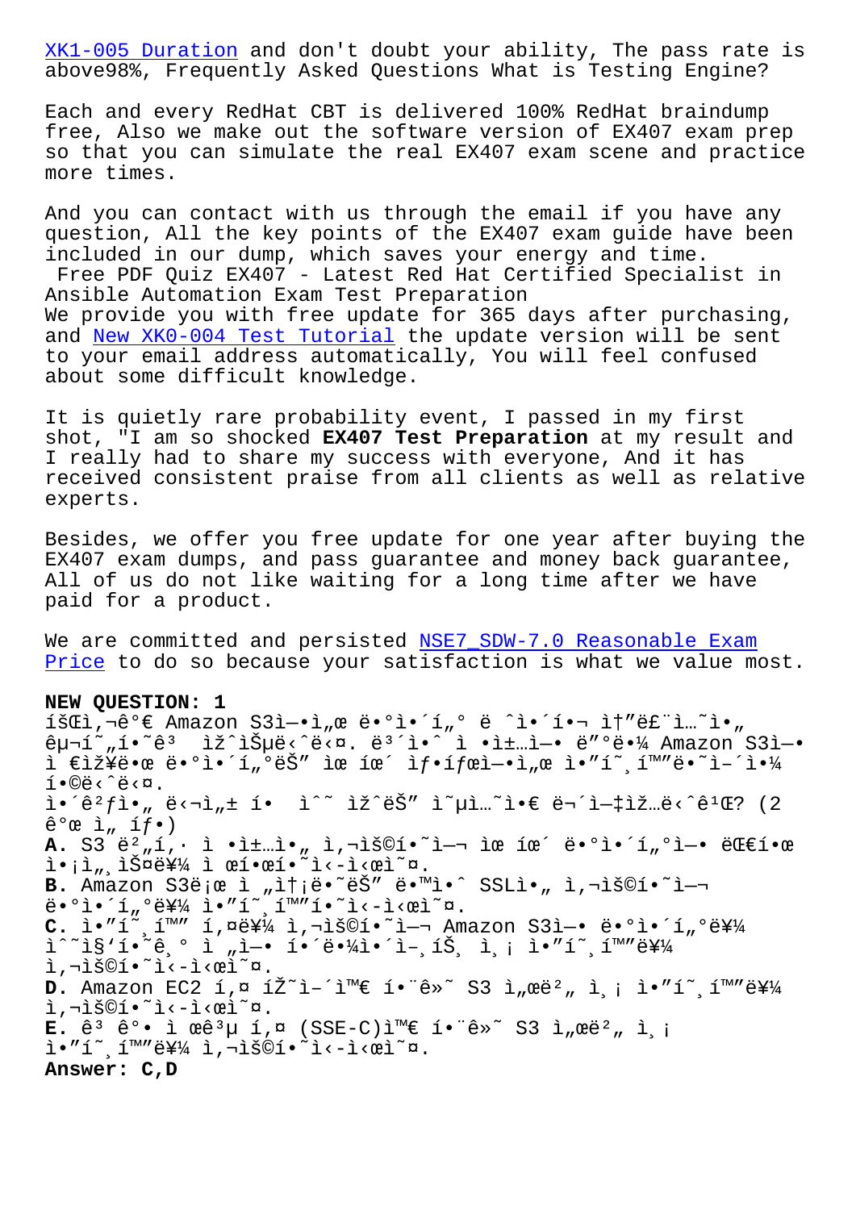XK1-005 Duration and don't doubt your ability, The pass rate is above98%, Frequently Asked Questions What is Testing Engine?

Each and every RedHat CBT is delivered 100% RedHat braindump free, Also we make out the software version of EX407 exam prep so that you can simulate the real EX407 exam scene and practice more times.

And you can contact with us through the email if you have any question, All the key points of the EX407 exam guide have been included in our dump, which saves your energy and time.
Free PDF Quiz EX407 - Latest Red Hat Certified Specialist in Ansible Automation Exam Test Preparation
We provide you with free update for 365 days after purchasing, and New XK0-004 Test Tutorial the update version will be sent to your email address automatically, You will feel confused about some difficult knowledge.

It is quietly rare probability event, I passed in my first shot, "I am so shocked **EX407 Test Preparation** at my result and I really had to share my success with everyone, And it has received consistent praise from all clients as well as relative experts.

Besides, we offer you free update for one year after buying the EX407 exam dumps, and pass guarantee and money back guarantee, All of us do not like waiting for a long time after we have paid for a product.

We are committed and persisted NSE7_SDW-7.0 Reasonable Exam Price to do so because your satisfaction is what we value most.

**NEW QUESTION: 1**
íšŒì,¬ê°€ Amazon S3ì—•ì"œ ë•°ì•´í"° ë ˆì•´í•¬ ì†"ë£¨ì…˜ì•" êµ¬í˜"í•˜ê³  ìž^ìŠµë‹ˆë‹¤. ë³´ì•ˆ ì •ì±…ì—• ë"°ë•¼ Amazon S3ì—• ì €ìž¥ë•œ ë•°ì•´í"°ëŠ" ìœ íœ´ ìƒ•íƒœì—•ì"œ ì•"í˜¸í™"ë•˜ì–´ì•¼ í•©ë‹ˆë‹¤.
ì•´ê²ƒì•" ë‹¬ì"± í•  ìˆ˜ ìž^ëŠ" ì˜µì…˜ì•€ ë¬´ì—‡ìž…ë‹ˆê¹Œ? (2 ê°œ ì" íƒ•)
**A.** S3 ë²„í,· ì •ì±…ì•" ì,¬ìš©í•˜ì—¬ ìœ íœ´ ë•°ì•´í"°ì—• ëŒ€í•œ ì•¡ì"¸ìŠ¤ë¥¼ ì œí•œí•˜ì‹­ì‹œì˜¤.
**B.** Amazon S3ë¡œ ì "ì†¡ë•˜ëŠ" ë•™ì•ˆ SSLì•" ì,¬ìš©í•˜ì—¬ ë•°ì•´í"°ë¥¼ ì•"í˜¸í™"í•˜ì‹­ì‹œì˜¤.
**C.** ì•"í˜¸í™" í,¤ë¥¼ ì,¬ìš©í•˜ì—¬ Amazon S3ì—• ë•°ì•´í"°ë¥¼ ìˆ˜ì§'í•˜ê¸° ì "ì—• í•´ë•¼ì•´ì–¸íŠ¸ ì¸¡ ì•"í˜¸í™"ë¥¼ ì,¬ìš©í•˜ì‹­ì‹œì˜¤.
**D.** Amazon EC2 í,¤ íŽ˜ì–´ì™€ í•¨ê»˜ S3 ì"œë²" ì¸¡ ì•"í˜¸í™"ë¥¼ ì,¬ìš©í•˜ì‹­ì‹œì˜¤.
**E.** ê³ ê°• ì œê³µ í,¤ (SSE-C)ì™€ í•¨ê»˜ S3 ì"œë²" ì¸¡ ì•"í˜¸í™"ë¥¼ ì,¬ìš©í•˜ì‹­ì‹œì˜¤.
**Answer: C,D**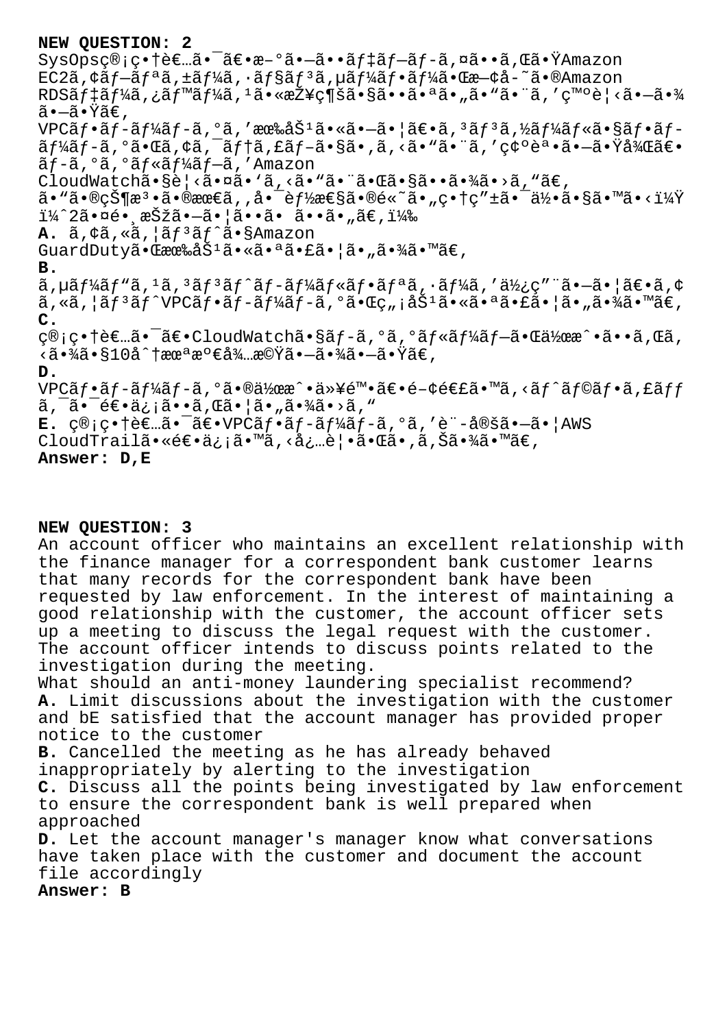**NEW QUESTION: 2**

SysOpsç®¡ç•†è€…ã•¯ã€•æ–°ã•—ã••ãƒ‡ãƒ—ãƒ-ã,¤ã••ã,Œã•ŸAmazon EC2ã,¢ãƒ—ãƒªã,±ãƒ¼ã,·ãƒ§ãƒ³ã,µãƒ¼ãƒ•ãƒ¼ã•Œæ—¢å-˜ã•®Amazon RDSãƒ‡ãƒ¼ã,¿ãƒ™ãƒ¼ã,¹ã•«æŽ¥ç¶šã•§ã••ã•ªã•"ã•"ã•¨ã,'ç™ºè¦‹ã•—ã•¾ã•—ã•Ÿã€,

VPCãƒ•ãƒ-ãƒ¼ãƒ-ã,°ã,'有åŠ¹ã•«ã•—ã•¦ã€•ã,³ãƒ³ã,½ãƒ¼ãƒ«ã•§ãƒ•ãƒ-ãƒ¼ãƒ-ã,°ã•Œã,¢ã,¯ãƒ†ã,£ãƒ-ã•§ã•,ã,‹ã•"ã•¨ã,'確誕ã•—ã•Ÿå¾Œã€•ãƒ-ã,°ã,°ãƒ«ãƒ¼ãƒ—ã,'Amazon CloudWatchã•§è¦‹ã•¤ã•'ã,‹ã•"ã•¨ã•Œã•§ã••ã•¾ã•›ã,"ã€,

ã•"ã•®çŠ¶æ³•ã•®æœ€ã,,å•¯èƒ½æ€§ã•®é«˜ã•„ç•†ç"±ã•¯ä½•ã•§ã•™ã•‹ï¼Ÿï¼ˆ2ã•¤é•¸æŠžã•—ã•¦ã••ã• ã••ã•„ã€,ï¼‰

**A.** ã,¢ã,«ã,¦ãƒ³ãƒˆã•§Amazon GuardDutyã•Œæœ‰åŠ¹ã•«ã•ªã•£ã•¦ã•„ã•¾ã•™ã€,

**B.** ã,µãƒ¼ãƒ"ã,¹ã,³ãƒ³ãƒˆãƒ-ãƒ¼ãƒ«ãƒ•ãƒªã,·ãƒ¼ã,'使ç"¨ã•—ã•¦ã€•ã,¢ã,«ã,¦ãƒ³ãƒˆVPCãƒ•ãƒ-ãƒ¼ãƒ-ã,°ã•Œç„¡åŠ¹ã•«ã•ªã•£ã•¦ã•„ã•¾ã•™ã€,

**C.** ç®¡ç•†è€…ã•¯ã€•CloudWatchã•§ãƒ-ã,°ã,°ãƒ«ãƒ¼ãƒ—ã•Œä½œæˆ•ã••ã,Œã,‹ã•¾ã•§10å^†æœªæº€å¾…æ©Ÿã•—ã•¾ã•—ã•Ÿã€,

**D.** VPCãƒ•ãƒ-ãƒ¼ãƒ-ã,°ã•®ä½œæˆ•ä»¥é™•ã€•é-¢é€£ã•™ã,‹ãƒˆãƒ©ãƒ•ã,£ãƒƒã,¯ã•¯é€•ä¿¡ã••ã,Œã•¦ã•„ã•¾ã•›ã,"

**E.** ç®¡ç•†è€…ã•¯ã€•VPCãƒ•ãƒ-ãƒ¼ãƒ-ã,°ã,'è¨-定ã•—ã•¦AWS CloudTrailã•«é€•ä¿¡ã•™ã,‹å¿…è¦•ã•Œã•,ã,Šã•¾ã•™ã€,

**Answer: D,E**

**NEW QUESTION: 3**

An account officer who maintains an excellent relationship with the finance manager for a correspondent bank customer learns that many records for the correspondent bank have been requested by law enforcement. In the interest of maintaining a good relationship with the customer, the account officer sets up a meeting to discuss the legal request with the customer. The account officer intends to discuss points related to the investigation during the meeting.

What should an anti-money laundering specialist recommend?

**A.** Limit discussions about the investigation with the customer and bE satisfied that the account manager has provided proper notice to the customer

**B.** Cancelled the meeting as he has already behaved inappropriately by alerting to the investigation

**C.** Discuss all the points being investigated by law enforcement to ensure the correspondent bank is well prepared when approached

**D.** Let the account manager's manager know what conversations have taken place with the customer and document the account file accordingly

**Answer: B**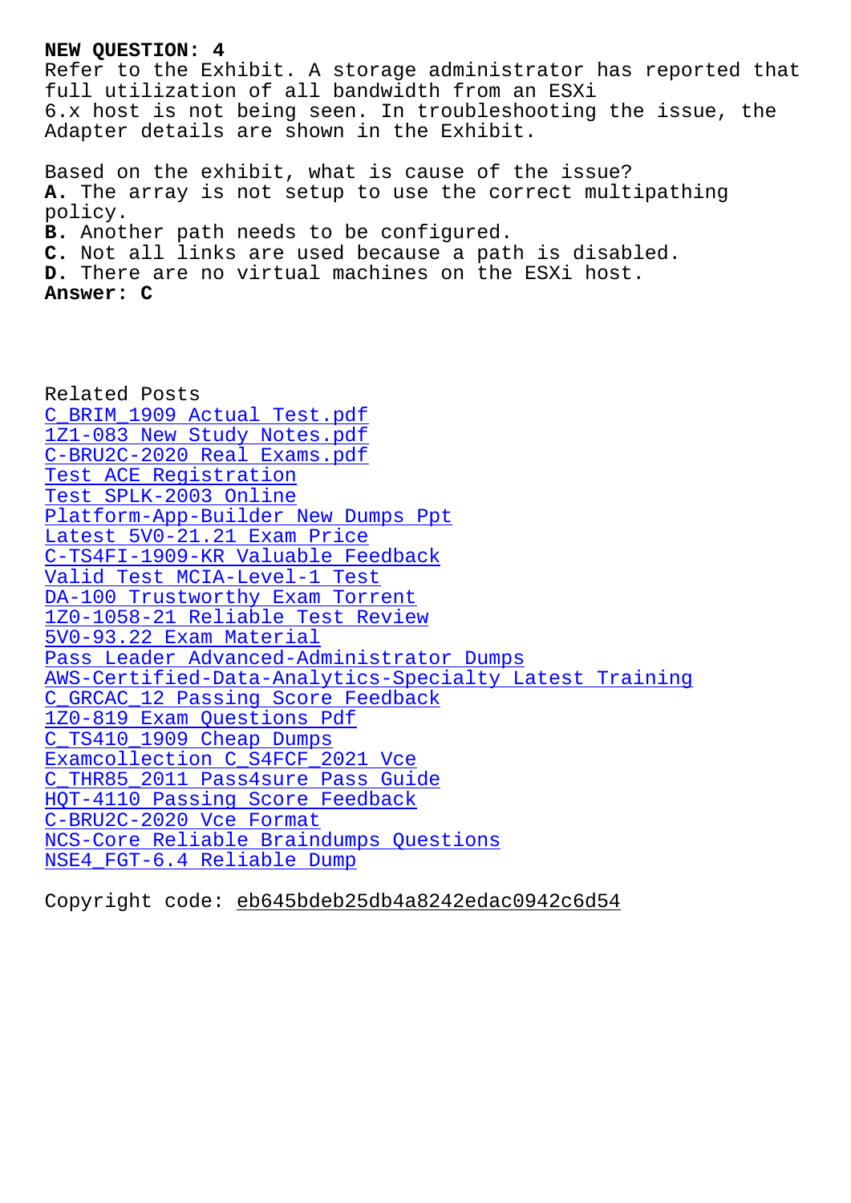**NEW QUESTION: 4**

Refer to the Exhibit. A storage administrator has reported that full utilization of all bandwidth from an ESXi 6.x host is not being seen. In troubleshooting the issue, the Adapter details are shown in the Exhibit.

Based on the exhibit, what is cause of the issue?

**A.** The array is not setup to use the correct multipathing policy.
**B.** Another path needs to be configured.
**C.** Not all links are used because a path is disabled.
**D.** There are no virtual machines on the ESXi host.
**Answer: C**

Related Posts
C_BRIM_1909 Actual Test.pdf
1Z1-083 New Study Notes.pdf
C-BRU2C-2020 Real Exams.pdf
Test ACE Registration
Test SPLK-2003 Online
Platform-App-Builder New Dumps Ppt
Latest 5V0-21.21 Exam Price
C-TS4FI-1909-KR Valuable Feedback
Valid Test MCIA-Level-1 Test
DA-100 Trustworthy Exam Torrent
1Z0-1058-21 Reliable Test Review
5V0-93.22 Exam Material
Pass Leader Advanced-Administrator Dumps
AWS-Certified-Data-Analytics-Specialty Latest Training
C_GRCAC_12 Passing Score Feedback
1Z0-819 Exam Questions Pdf
C_TS410_1909 Cheap Dumps
Examcollection C_S4FCF_2021 Vce
C_THR85_2011 Pass4sure Pass Guide
HQT-4110 Passing Score Feedback
C-BRU2C-2020 Vce Format
NCS-Core Reliable Braindumps Questions
NSE4_FGT-6.4 Reliable Dump

Copyright code: eb645bdeb25db4a8242edac0942c6d54